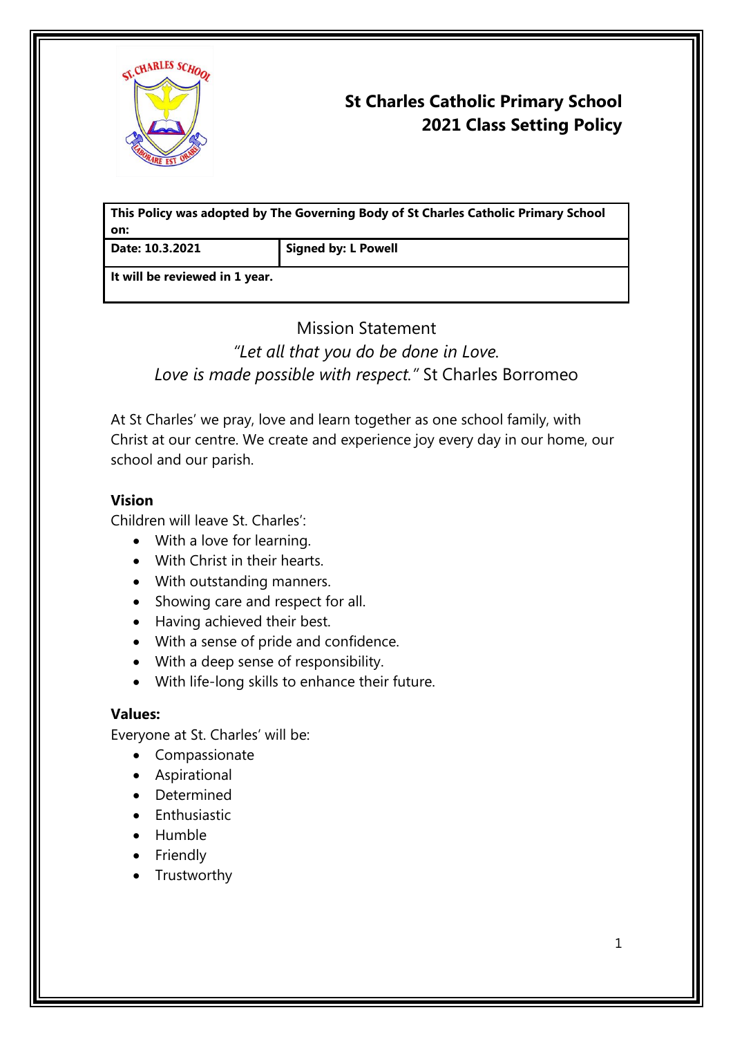# St Charles Catholic Primary School
## 2021 Class Setting Policy

| This Policy was adopted by The Governing Body of St Charles Catholic Primary School on: | |
|---|---|
| **Date: 10.3.2021** | **Signed by: L Powell** |
| **It will be reviewed in 1 year.** | |

## Mission Statement

*"Let all that you do be done in Love.*
*Love is made possible with respect."* St Charles Borromeo

At St Charles' we pray, love and learn together as one school family, with Christ at our centre. We create and experience joy every day in our home, our school and our parish.

### Vision

Children will leave St. Charles':

- With a love for learning.
- With Christ in their hearts.
- With outstanding manners.
- Showing care and respect for all.
- Having achieved their best.
- With a sense of pride and confidence.
- With a deep sense of responsibility.
- With life-long skills to enhance their future.

### Values:

Everyone at St. Charles' will be:

- Compassionate
- Aspirational
- Determined
- Enthusiastic
- Humble
- Friendly
- Trustworthy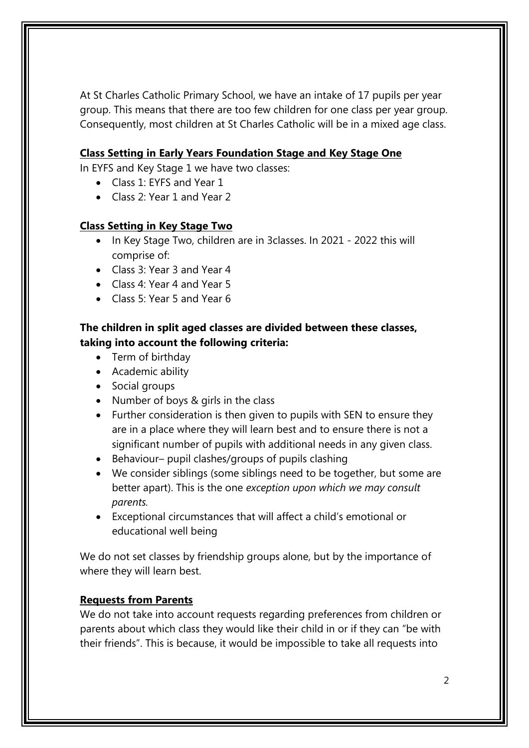At St Charles Catholic Primary School, we have an intake of 17 pupils per year group. This means that there are too few children for one class per year group. Consequently, most children at St Charles Catholic will be in a mixed age class.

**Class Setting in Early Years Foundation Stage and Key Stage One**

In EYFS and Key Stage 1 we have two classes:

- Class 1: EYFS and Year 1
- Class 2: Year 1 and Year 2

**Class Setting in Key Stage Two**

- In Key Stage Two, children are in 3classes. In 2021 - 2022 this will comprise of:
- Class 3: Year 3 and Year 4
- Class 4: Year 4 and Year 5
- Class 5: Year 5 and Year 6

**The children in split aged classes are divided between these classes, taking into account the following criteria:**

- Term of birthday
- Academic ability
- Social groups
- Number of boys & girls in the class
- Further consideration is then given to pupils with SEN to ensure they are in a place where they will learn best and to ensure there is not a significant number of pupils with additional needs in any given class.
- Behaviour– pupil clashes/groups of pupils clashing
- We consider siblings (some siblings need to be together, but some are better apart). This is the one *exception upon which we may consult parents*.
- Exceptional circumstances that will affect a child's emotional or educational well being

We do not set classes by friendship groups alone, but by the importance of where they will learn best.

**Requests from Parents**

We do not take into account requests regarding preferences from children or parents about which class they would like their child in or if they can "be with their friends". This is because, it would be impossible to take all requests into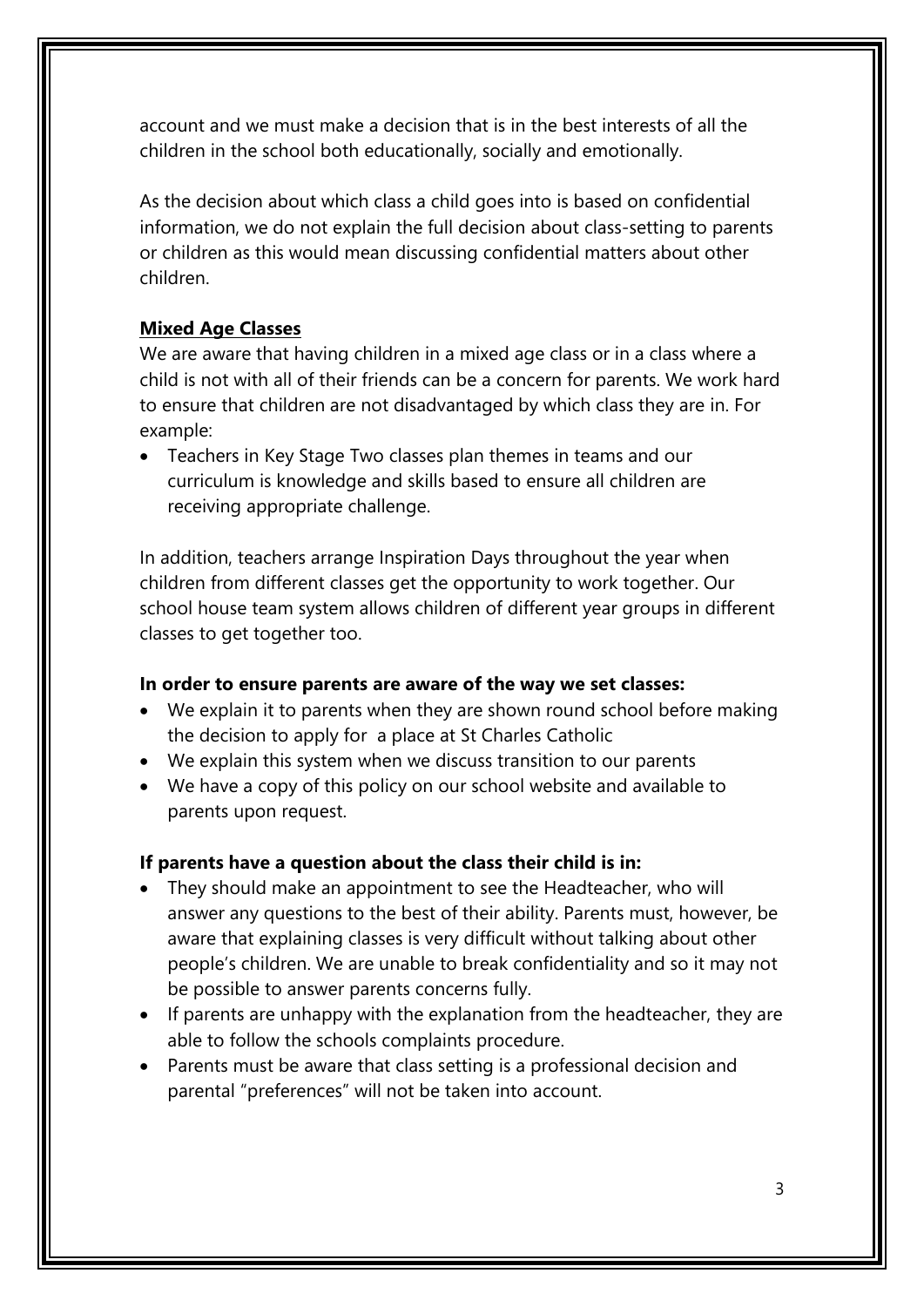account and we must make a decision that is in the best interests of all the children in the school both educationally, socially and emotionally.

As the decision about which class a child goes into is based on confidential information, we do not explain the full decision about class-setting to parents or children as this would mean discussing confidential matters about other children.

## Mixed Age Classes

We are aware that having children in a mixed age class or in a class where a child is not with all of their friends can be a concern for parents. We work hard to ensure that children are not disadvantaged by which class they are in. For example:

- Teachers in Key Stage Two classes plan themes in teams and our curriculum is knowledge and skills based to ensure all children are receiving appropriate challenge.

In addition, teachers arrange Inspiration Days throughout the year when children from different classes get the opportunity to work together. Our school house team system allows children of different year groups in different classes to get together too.

**In order to ensure parents are aware of the way we set classes:**

- We explain it to parents when they are shown round school before making the decision to apply for a place at St Charles Catholic
- We explain this system when we discuss transition to our parents
- We have a copy of this policy on our school website and available to parents upon request.

**If parents have a question about the class their child is in:**

- They should make an appointment to see the Headteacher, who will answer any questions to the best of their ability. Parents must, however, be aware that explaining classes is very difficult without talking about other people's children. We are unable to break confidentiality and so it may not be possible to answer parents concerns fully.
- If parents are unhappy with the explanation from the headteacher, they are able to follow the schools complaints procedure.
- Parents must be aware that class setting is a professional decision and parental "preferences" will not be taken into account.